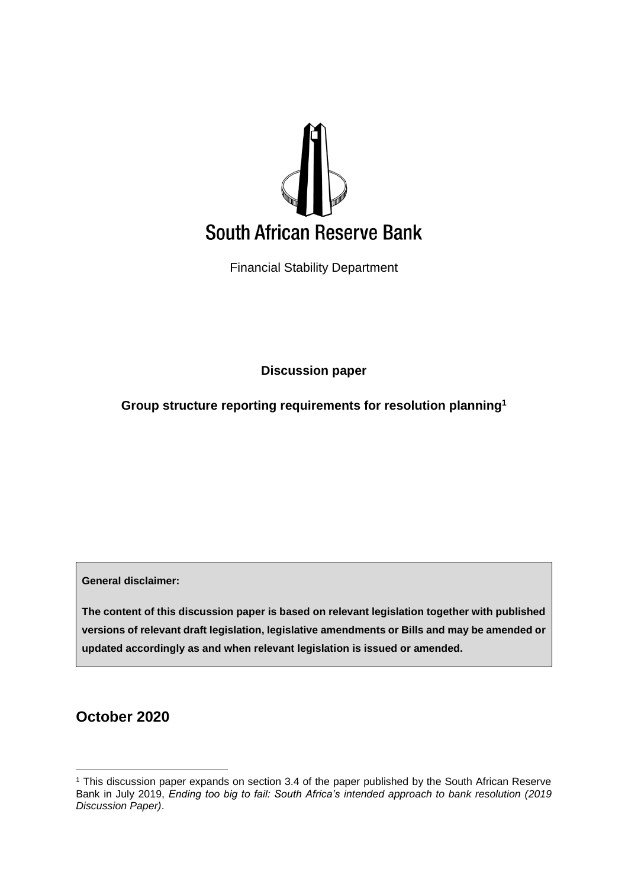South African Reserve Bank

Financial Stability Department

**Discussion paper**

**Group structure reporting requirements for resolution planning[1]**

> **General disclaimer:**
>
> **The content of this discussion paper is based on relevant legislation together with published versions of relevant draft legislation, legislative amendments or Bills and may be amended or updated accordingly as and when relevant legislation is issued or amended.**

## October 2020

[1] This discussion paper expands on section 3.4 of the paper published by the South African Reserve Bank in July 2019, *Ending too big to fail: South Africa's intended approach to bank resolution (2019 Discussion Paper)*.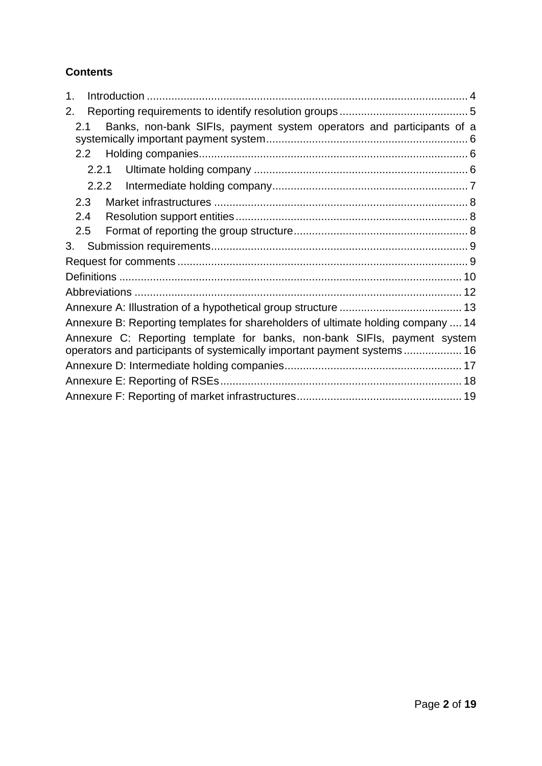**Contents**

1. Introduction ........................................................................................................ 4
2. Reporting requirements to identify resolution groups .......................................... 5
   - 2.1 Banks, non-bank SIFIs, payment system operators and participants of a systemically important payment system ................................................................. 6
   - 2.2 Holding companies....................................................................................... 6
     - 2.2.1 Ultimate holding company ..................................................................... 6
     - 2.2.2 Intermediate holding company................................................................ 7
   - 2.3 Market infrastructures .................................................................................. 8
   - 2.4 Resolution support entities ........................................................................... 8
   - 2.5 Format of reporting the group structure......................................................... 8
3. Submission requirements.................................................................................. 9

Request for comments .............................................................................................. 9

Definitions ............................................................................................................... 10

Abbreviations .......................................................................................................... 12

Annexure A: Illustration of a hypothetical group structure ........................................ 13

Annexure B: Reporting templates for shareholders of ultimate holding company .... 14

Annexure C: Reporting template for banks, non-bank SIFIs, payment system operators and participants of systemically important payment systems................... 16

Annexure D: Intermediate holding companies.......................................................... 17

Annexure E: Reporting of RSEs............................................................................... 18

Annexure F: Reporting of market infrastructures...................................................... 19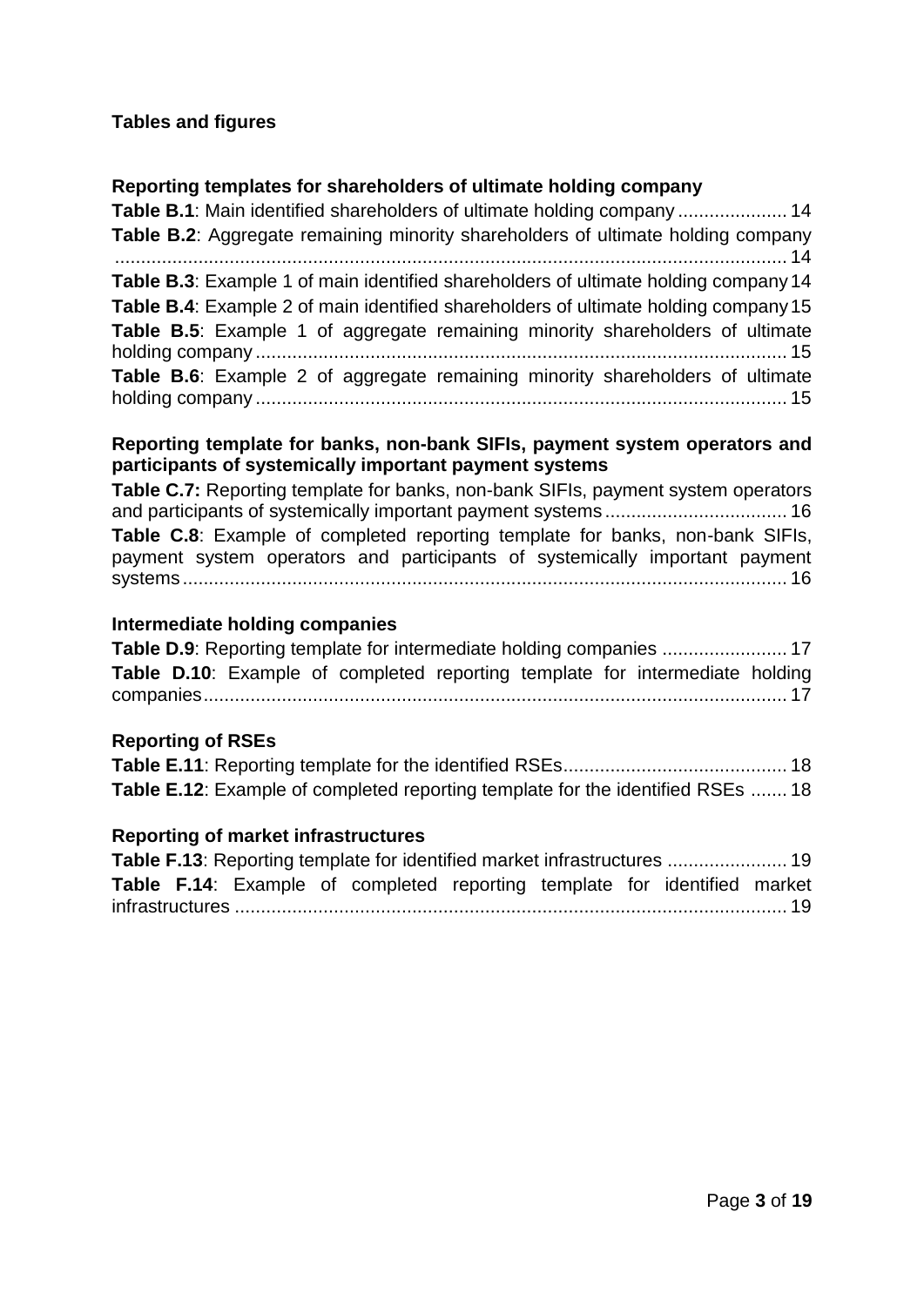**Tables and figures**

**Reporting templates for shareholders of ultimate holding company**

**Table B.1**: Main identified shareholders of ultimate holding company ..................... 14

**Table B.2**: Aggregate remaining minority shareholders of ultimate holding company ................................................................................................................ 14

**Table B.3**: Example 1 of main identified shareholders of ultimate holding company 14

**Table B.4**: Example 2 of main identified shareholders of ultimate holding company 15

**Table B.5**: Example 1 of aggregate remaining minority shareholders of ultimate holding company ..................................................................................................... 15

**Table B.6**: Example 2 of aggregate remaining minority shareholders of ultimate holding company ..................................................................................................... 15

**Reporting template for banks, non-bank SIFIs, payment system operators and participants of systemically important payment systems**

**Table C.7:** Reporting template for banks, non-bank SIFIs, payment system operators and participants of systemically important payment systems ................................... 16

**Table C.8**: Example of completed reporting template for banks, non-bank SIFIs, payment system operators and participants of systemically important payment systems .................................................................................................................... 16

**Intermediate holding companies**

**Table D.9**: Reporting template for intermediate holding companies ........................ 17

**Table D.10**: Example of completed reporting template for intermediate holding companies ............................................................................................................... 17

**Reporting of RSEs**

**Table E.11**: Reporting template for the identified RSEs........................................... 18

**Table E.12**: Example of completed reporting template for the identified RSEs ....... 18

**Reporting of market infrastructures**

**Table F.13**: Reporting template for identified market infrastructures ....................... 19

**Table F.14**: Example of completed reporting template for identified market infrastructures .......................................................................................................... 19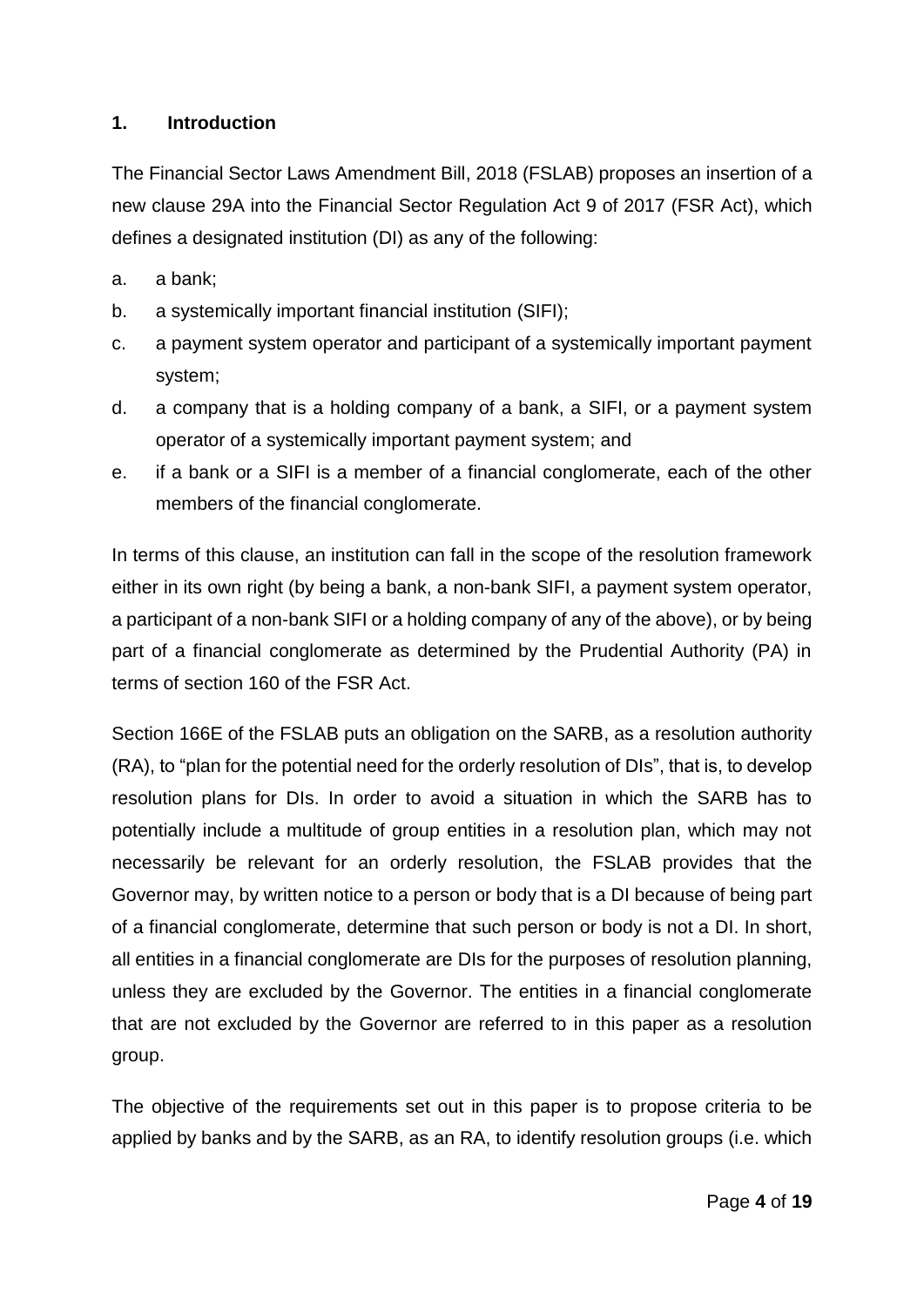## 1. Introduction

The Financial Sector Laws Amendment Bill, 2018 (FSLAB) proposes an insertion of a new clause 29A into the Financial Sector Regulation Act 9 of 2017 (FSR Act), which defines a designated institution (DI) as any of the following:

a. a bank;

b. a systemically important financial institution (SIFI);

c. a payment system operator and participant of a systemically important payment system;

d. a company that is a holding company of a bank, a SIFI, or a payment system operator of a systemically important payment system; and

e. if a bank or a SIFI is a member of a financial conglomerate, each of the other members of the financial conglomerate.

In terms of this clause, an institution can fall in the scope of the resolution framework either in its own right (by being a bank, a non-bank SIFI, a payment system operator, a participant of a non-bank SIFI or a holding company of any of the above), or by being part of a financial conglomerate as determined by the Prudential Authority (PA) in terms of section 160 of the FSR Act.

Section 166E of the FSLAB puts an obligation on the SARB, as a resolution authority (RA), to "plan for the potential need for the orderly resolution of DIs", that is, to develop resolution plans for DIs. In order to avoid a situation in which the SARB has to potentially include a multitude of group entities in a resolution plan, which may not necessarily be relevant for an orderly resolution, the FSLAB provides that the Governor may, by written notice to a person or body that is a DI because of being part of a financial conglomerate, determine that such person or body is not a DI. In short, all entities in a financial conglomerate are DIs for the purposes of resolution planning, unless they are excluded by the Governor. The entities in a financial conglomerate that are not excluded by the Governor are referred to in this paper as a resolution group.

The objective of the requirements set out in this paper is to propose criteria to be applied by banks and by the SARB, as an RA, to identify resolution groups (i.e. which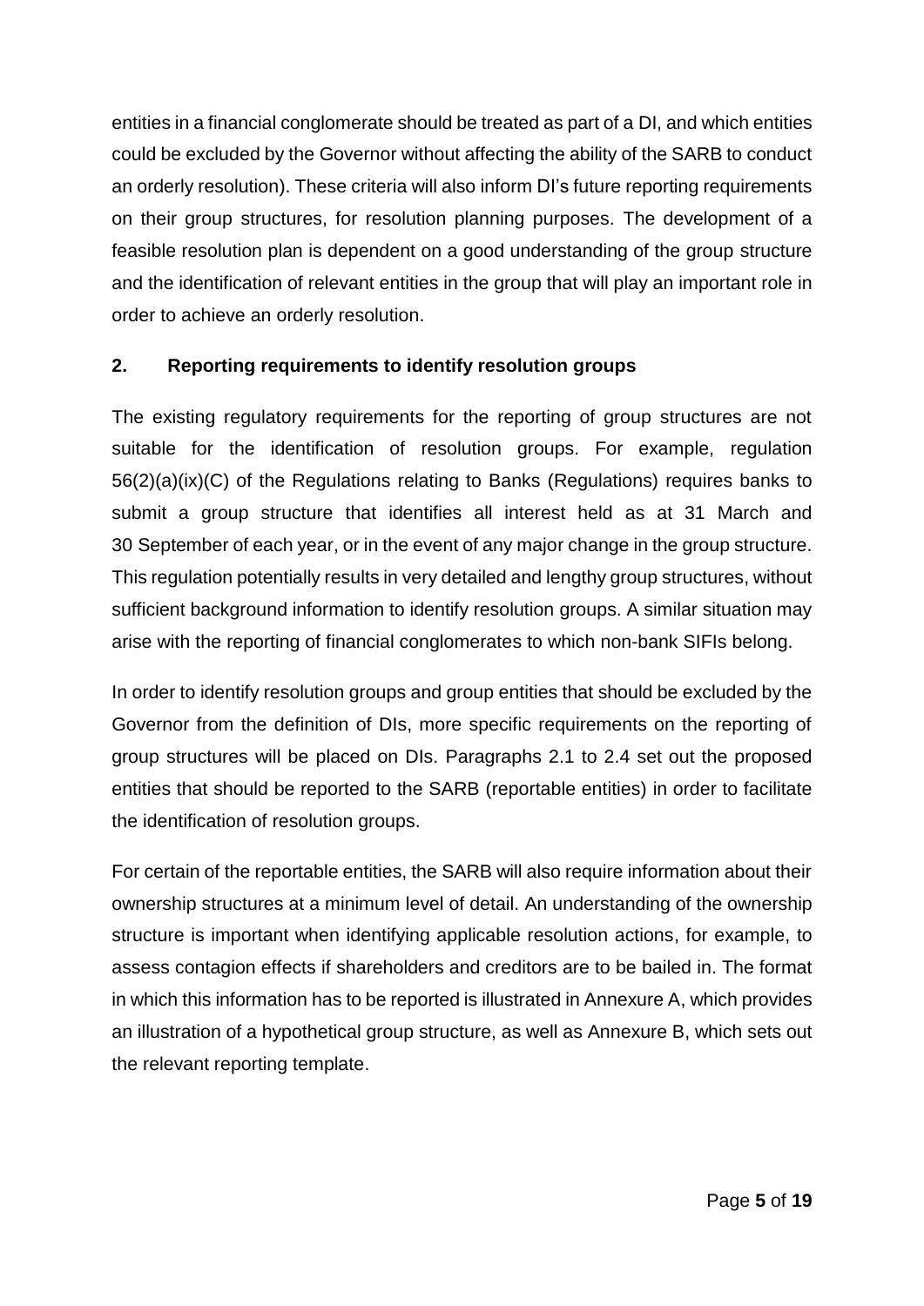entities in a financial conglomerate should be treated as part of a DI, and which entities could be excluded by the Governor without affecting the ability of the SARB to conduct an orderly resolution). These criteria will also inform DI's future reporting requirements on their group structures, for resolution planning purposes. The development of a feasible resolution plan is dependent on a good understanding of the group structure and the identification of relevant entities in the group that will play an important role in order to achieve an orderly resolution.

## 2. Reporting requirements to identify resolution groups

The existing regulatory requirements for the reporting of group structures are not suitable for the identification of resolution groups. For example, regulation 56(2)(a)(ix)(C) of the Regulations relating to Banks (Regulations) requires banks to submit a group structure that identifies all interest held as at 31 March and 30 September of each year, or in the event of any major change in the group structure. This regulation potentially results in very detailed and lengthy group structures, without sufficient background information to identify resolution groups. A similar situation may arise with the reporting of financial conglomerates to which non-bank SIFIs belong.

In order to identify resolution groups and group entities that should be excluded by the Governor from the definition of DIs, more specific requirements on the reporting of group structures will be placed on DIs. Paragraphs 2.1 to 2.4 set out the proposed entities that should be reported to the SARB (reportable entities) in order to facilitate the identification of resolution groups.

For certain of the reportable entities, the SARB will also require information about their ownership structures at a minimum level of detail. An understanding of the ownership structure is important when identifying applicable resolution actions, for example, to assess contagion effects if shareholders and creditors are to be bailed in. The format in which this information has to be reported is illustrated in Annexure A, which provides an illustration of a hypothetical group structure, as well as Annexure B, which sets out the relevant reporting template.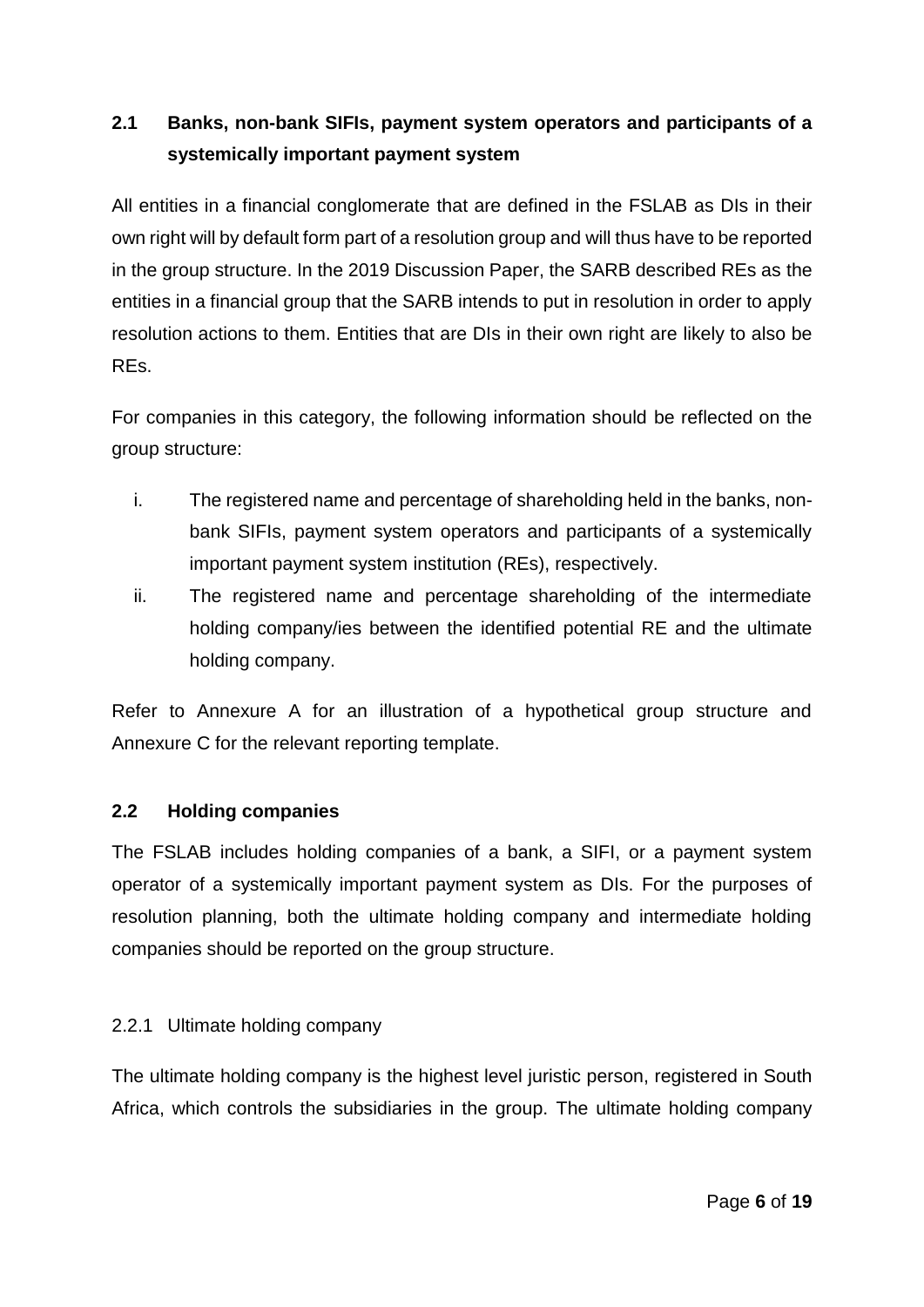## 2.1 Banks, non-bank SIFIs, payment system operators and participants of a systemically important payment system

All entities in a financial conglomerate that are defined in the FSLAB as DIs in their own right will by default form part of a resolution group and will thus have to be reported in the group structure. In the 2019 Discussion Paper, the SARB described REs as the entities in a financial group that the SARB intends to put in resolution in order to apply resolution actions to them. Entities that are DIs in their own right are likely to also be REs.

For companies in this category, the following information should be reflected on the group structure:

i. The registered name and percentage of shareholding held in the banks, non-bank SIFIs, payment system operators and participants of a systemically important payment system institution (REs), respectively.

ii. The registered name and percentage shareholding of the intermediate holding company/ies between the identified potential RE and the ultimate holding company.

Refer to Annexure A for an illustration of a hypothetical group structure and Annexure C for the relevant reporting template.

## 2.2 Holding companies

The FSLAB includes holding companies of a bank, a SIFI, or a payment system operator of a systemically important payment system as DIs. For the purposes of resolution planning, both the ultimate holding company and intermediate holding companies should be reported on the group structure.

### 2.2.1 Ultimate holding company

The ultimate holding company is the highest level juristic person, registered in South Africa, which controls the subsidiaries in the group. The ultimate holding company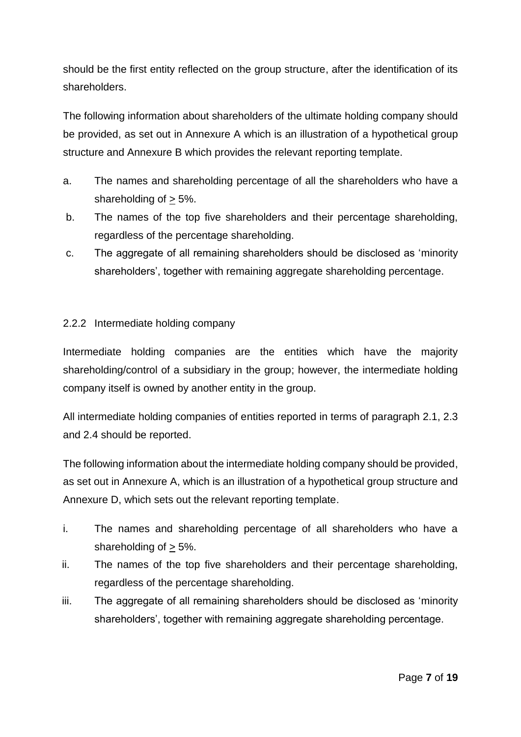should be the first entity reflected on the group structure, after the identification of its shareholders.

The following information about shareholders of the ultimate holding company should be provided, as set out in Annexure A which is an illustration of a hypothetical group structure and Annexure B which provides the relevant reporting template.

a. The names and shareholding percentage of all the shareholders who have a shareholding of $\geq$ 5%.
b. The names of the top five shareholders and their percentage shareholding, regardless of the percentage shareholding.
c. The aggregate of all remaining shareholders should be disclosed as 'minority shareholders', together with remaining aggregate shareholding percentage.

### 2.2.2 Intermediate holding company

Intermediate holding companies are the entities which have the majority shareholding/control of a subsidiary in the group; however, the intermediate holding company itself is owned by another entity in the group.

All intermediate holding companies of entities reported in terms of paragraph 2.1, 2.3 and 2.4 should be reported.

The following information about the intermediate holding company should be provided, as set out in Annexure A, which is an illustration of a hypothetical group structure and Annexure D, which sets out the relevant reporting template.

i. The names and shareholding percentage of all shareholders who have a shareholding of $\geq$ 5%.
ii. The names of the top five shareholders and their percentage shareholding, regardless of the percentage shareholding.
iii. The aggregate of all remaining shareholders should be disclosed as 'minority shareholders', together with remaining aggregate shareholding percentage.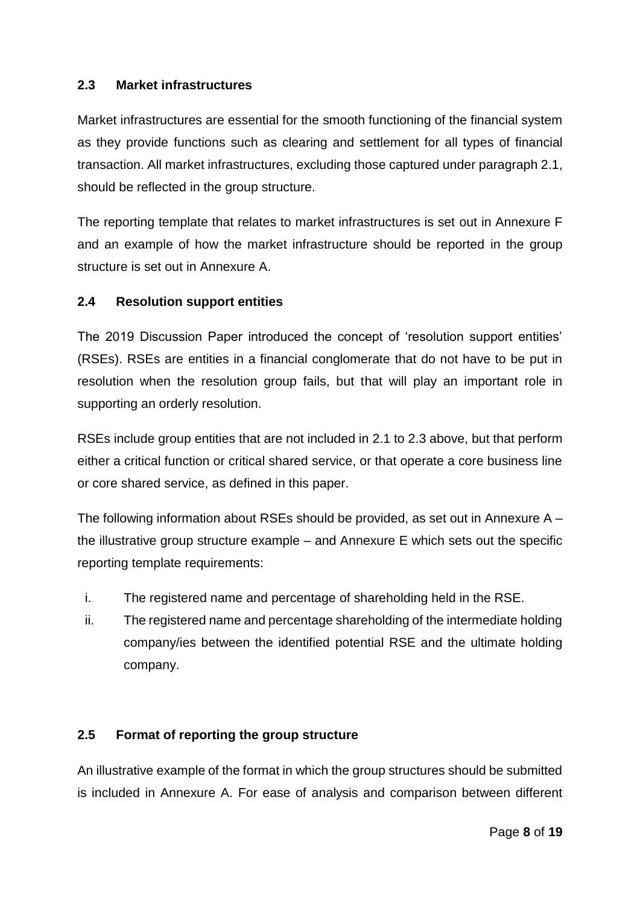### 2.3 Market infrastructures

Market infrastructures are essential for the smooth functioning of the financial system as they provide functions such as clearing and settlement for all types of financial transaction. All market infrastructures, excluding those captured under paragraph 2.1, should be reflected in the group structure.

The reporting template that relates to market infrastructures is set out in Annexure F and an example of how the market infrastructure should be reported in the group structure is set out in Annexure A.

### 2.4 Resolution support entities

The 2019 Discussion Paper introduced the concept of 'resolution support entities' (RSEs). RSEs are entities in a financial conglomerate that do not have to be put in resolution when the resolution group fails, but that will play an important role in supporting an orderly resolution.

RSEs include group entities that are not included in 2.1 to 2.3 above, but that perform either a critical function or critical shared service, or that operate a core business line or core shared service, as defined in this paper.

The following information about RSEs should be provided, as set out in Annexure A – the illustrative group structure example – and Annexure E which sets out the specific reporting template requirements:

i. The registered name and percentage of shareholding held in the RSE.

ii. The registered name and percentage shareholding of the intermediate holding company/ies between the identified potential RSE and the ultimate holding company.

### 2.5 Format of reporting the group structure

An illustrative example of the format in which the group structures should be submitted is included in Annexure A. For ease of analysis and comparison between different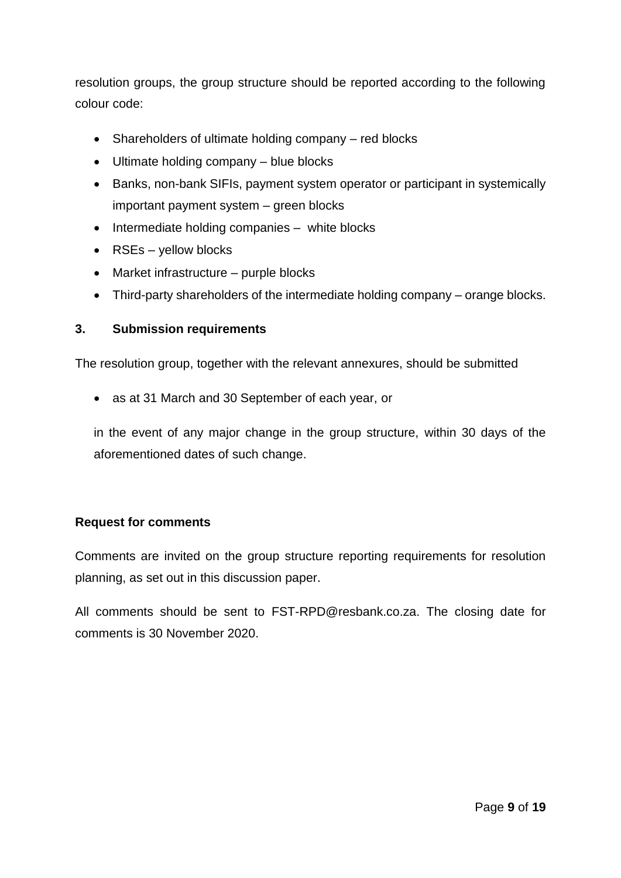resolution groups, the group structure should be reported according to the following colour code:

- Shareholders of ultimate holding company – red blocks
- Ultimate holding company – blue blocks
- Banks, non-bank SIFIs, payment system operator or participant in systemically important payment system – green blocks
- Intermediate holding companies – white blocks
- RSEs – yellow blocks
- Market infrastructure – purple blocks
- Third-party shareholders of the intermediate holding company – orange blocks.

## 3. Submission requirements

The resolution group, together with the relevant annexures, should be submitted

- as at 31 March and 30 September of each year, or

  in the event of any major change in the group structure, within 30 days of the aforementioned dates of such change.

**Request for comments**

Comments are invited on the group structure reporting requirements for resolution planning, as set out in this discussion paper.

All comments should be sent to FST-RPD@resbank.co.za. The closing date for comments is 30 November 2020.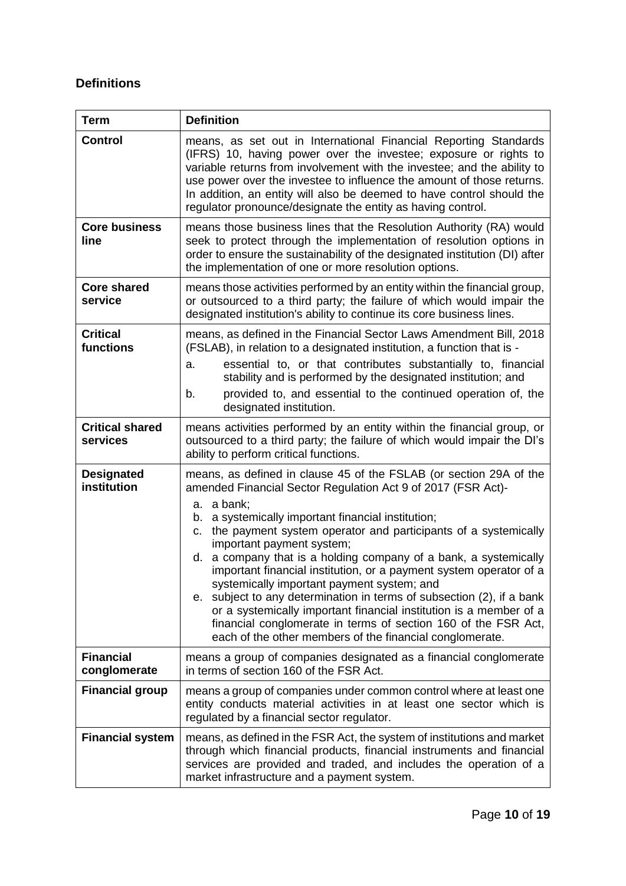## Definitions

| Term | Definition |
|---|---|
| **Control** | means, as set out in International Financial Reporting Standards (IFRS) 10, having power over the investee; exposure or rights to variable returns from involvement with the investee; and the ability to use power over the investee to influence the amount of those returns. In addition, an entity will also be deemed to have control should the regulator pronounce/designate the entity as having control. |
| **Core business line** | means those business lines that the Resolution Authority (RA) would seek to protect through the implementation of resolution options in order to ensure the sustainability of the designated institution (DI) after the implementation of one or more resolution options. |
| **Core shared service** | means those activities performed by an entity within the financial group, or outsourced to a third party; the failure of which would impair the designated institution's ability to continue its core business lines. |
| **Critical functions** | means, as defined in the Financial Sector Laws Amendment Bill, 2018 (FSLAB), in relation to a designated institution, a function that is - <br>a. essential to, or that contributes substantially to, financial stability and is performed by the designated institution; and <br>b. provided to, and essential to the continued operation of, the designated institution. |
| **Critical shared services** | means activities performed by an entity within the financial group, or outsourced to a third party; the failure of which would impair the DI's ability to perform critical functions. |
| **Designated institution** | means, as defined in clause 45 of the FSLAB (or section 29A of the amended Financial Sector Regulation Act 9 of 2017 (FSR Act)- <br>a. a bank; <br>b. a systemically important financial institution; <br>c. the payment system operator and participants of a systemically important payment system; <br>d. a company that is a holding company of a bank, a systemically important financial institution, or a payment system operator of a systemically important payment system; and <br>e. subject to any determination in terms of subsection (2), if a bank or a systemically important financial institution is a member of a financial conglomerate in terms of section 160 of the FSR Act, each of the other members of the financial conglomerate. |
| **Financial conglomerate** | means a group of companies designated as a financial conglomerate in terms of section 160 of the FSR Act. |
| **Financial group** | means a group of companies under common control where at least one entity conducts material activities in at least one sector which is regulated by a financial sector regulator. |
| **Financial system** | means, as defined in the FSR Act, the system of institutions and market through which financial products, financial instruments and financial services are provided and traded, and includes the operation of a market infrastructure and a payment system. |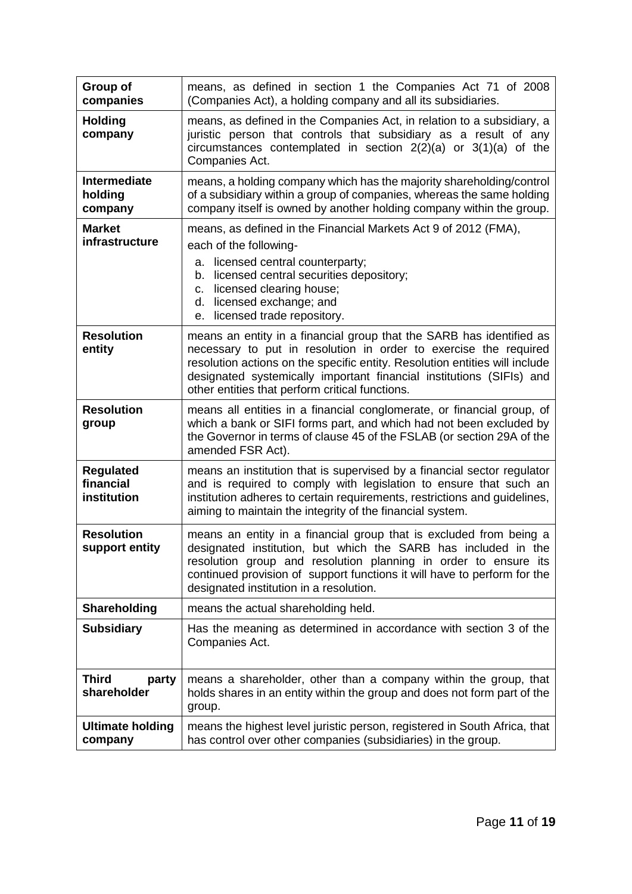| | |
|---|---|
| **Group of companies** | means, as defined in section 1 the Companies Act 71 of 2008 (Companies Act), a holding company and all its subsidiaries. |
| **Holding company** | means, as defined in the Companies Act, in relation to a subsidiary, a juristic person that controls that subsidiary as a result of any circumstances contemplated in section 2(2)(a) or 3(1)(a) of the Companies Act. |
| **Intermediate holding company** | means, a holding company which has the majority shareholding/control of a subsidiary within a group of companies, whereas the same holding company itself is owned by another holding company within the group. |
| **Market infrastructure** | means, as defined in the Financial Markets Act 9 of 2012 (FMA), each of the following- <br>a. licensed central counterparty; <br>b. licensed central securities depository; <br>c. licensed clearing house; <br>d. licensed exchange; and <br>e. licensed trade repository. |
| **Resolution entity** | means an entity in a financial group that the SARB has identified as necessary to put in resolution in order to exercise the required resolution actions on the specific entity. Resolution entities will include designated systemically important financial institutions (SIFIs) and other entities that perform critical functions. |
| **Resolution group** | means all entities in a financial conglomerate, or financial group, of which a bank or SIFI forms part, and which had not been excluded by the Governor in terms of clause 45 of the FSLAB (or section 29A of the amended FSR Act). |
| **Regulated financial institution** | means an institution that is supervised by a financial sector regulator and is required to comply with legislation to ensure that such an institution adheres to certain requirements, restrictions and guidelines, aiming to maintain the integrity of the financial system. |
| **Resolution support entity** | means an entity in a financial group that is excluded from being a designated institution, but which the SARB has included in the resolution group and resolution planning in order to ensure its continued provision of support functions it will have to perform for the designated institution in a resolution. |
| **Shareholding** | means the actual shareholding held. |
| **Subsidiary** | Has the meaning as determined in accordance with section 3 of the Companies Act. |
| **Third party shareholder** | means a shareholder, other than a company within the group, that holds shares in an entity within the group and does not form part of the group. |
| **Ultimate holding company** | means the highest level juristic person, registered in South Africa, that has control over other companies (subsidiaries) in the group. |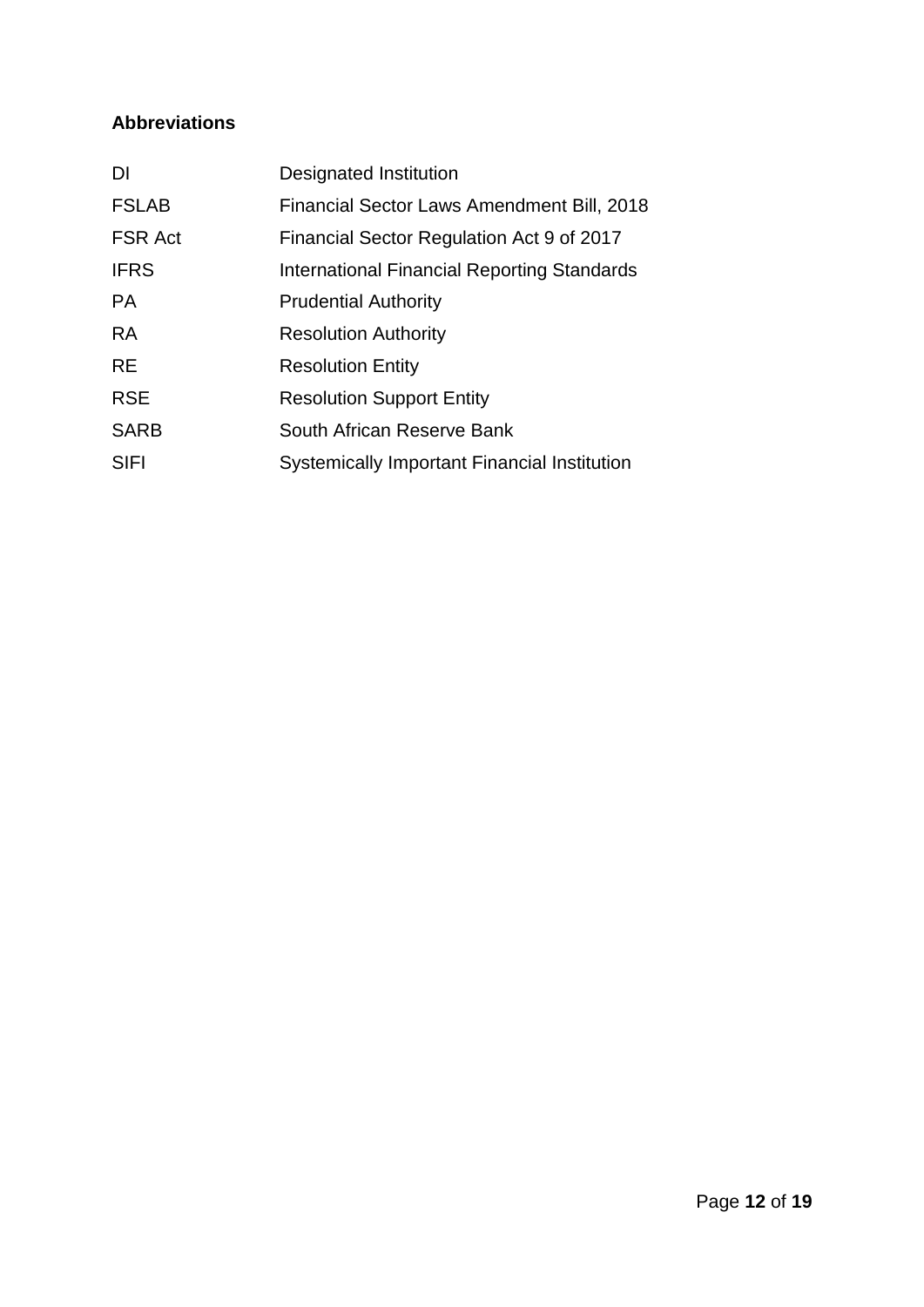**Abbreviations**

| | |
|---|---|
| DI | Designated Institution |
| FSLAB | Financial Sector Laws Amendment Bill, 2018 |
| FSR Act | Financial Sector Regulation Act 9 of 2017 |
| IFRS | International Financial Reporting Standards |
| PA | Prudential Authority |
| RA | Resolution Authority |
| RE | Resolution Entity |
| RSE | Resolution Support Entity |
| SARB | South African Reserve Bank |
| SIFI | Systemically Important Financial Institution |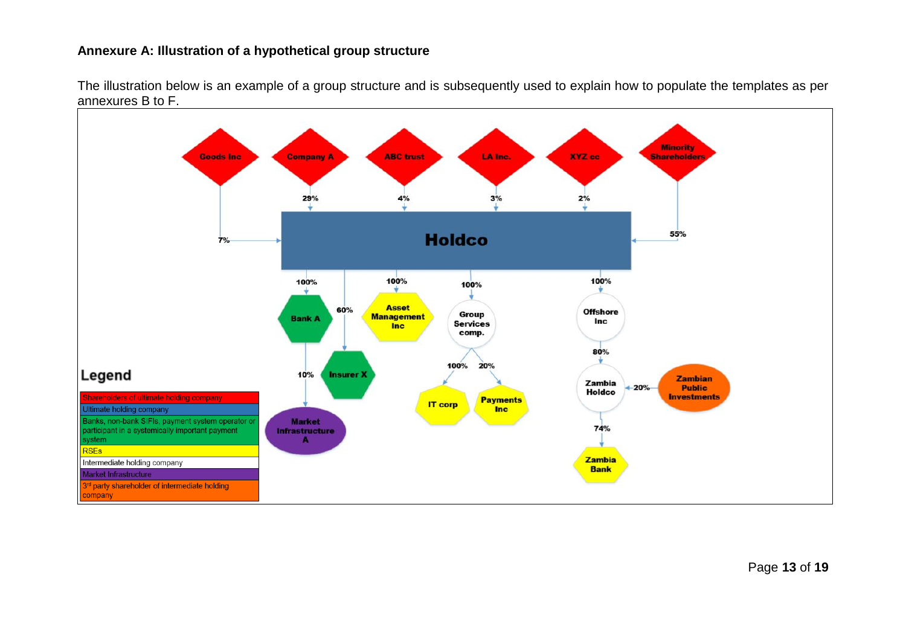**Annexure A: Illustration of a hypothetical group structure**

The illustration below is an example of a group structure and is subsequently used to explain how to populate the templates as per annexures B to F.

Goods Inc — 7% → Holdco

Company A — 29% → Holdco

ABC trust — 4% → Holdco

LA Inc. — 3% → Holdco

XYZ cc — 2% → Holdco

Minority Shareholders — 55% → Holdco

**Holdco**

Holdco — 100% → Bank A

Holdco — 60% → Insurer X

Holdco — 100% → Asset Management Inc

Holdco — 100% → Group Services comp.

Holdco — 100% → Offshore Inc

Bank A — 10% → Market Infrastructure A

Group Services comp. — 100% → IT corp

Group Services comp. — 20% → Payments Inc

Offshore Inc — 80% → Zambia Holdco

Zambian Public Investments — 20% → Zambia Holdco

Zambia Holdco — 74% → Zambia Bank

**Legend**

| Legend |
|---|
| Shareholders of ultimate holding company |
| Ultimate holding company |
| Banks, non-bank SIFIs, payment system operator or participant in a systemically important payment system |
| RSEs |
| Intermediate holding company |
| Market Infrastructure |
| 3rd party shareholder of intermediate holding company |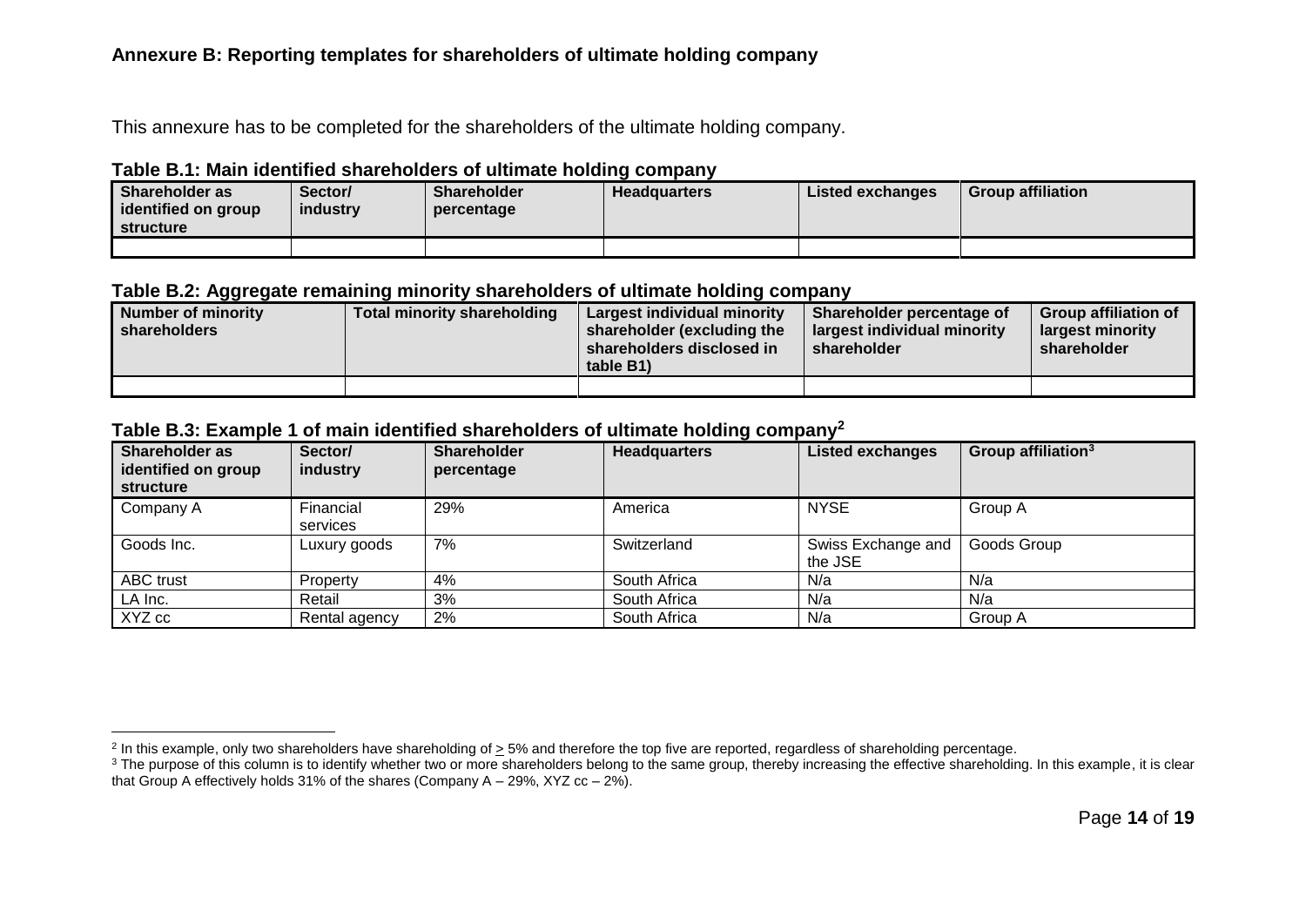## Annexure B: Reporting templates for shareholders of ultimate holding company

This annexure has to be completed for the shareholders of the ultimate holding company.

**Table B.1: Main identified shareholders of ultimate holding company**

| Shareholder as identified on group structure | Sector/ industry | Shareholder percentage | Headquarters | Listed exchanges | Group affiliation |
|---|---|---|---|---|---|
| | | | | | |

**Table B.2: Aggregate remaining minority shareholders of ultimate holding company**

| Number of minority shareholders | Total minority shareholding | Largest individual minority shareholder (excluding the shareholders disclosed in table B1) | Shareholder percentage of largest individual minority shareholder | Group affiliation of largest minority shareholder |
|---|---|---|---|---|
| | | | | |

**Table B.3: Example 1 of main identified shareholders of ultimate holding company**[2]

| Shareholder as identified on group structure | Sector/ industry | Shareholder percentage | Headquarters | Listed exchanges | Group affiliation[3] |
|---|---|---|---|---|---|
| Company A | Financial services | 29% | America | NYSE | Group A |
| Goods Inc. | Luxury goods | 7% | Switzerland | Swiss Exchange and the JSE | Goods Group |
| ABC trust | Property | 4% | South Africa | N/a | N/a |
| LA Inc. | Retail | 3% | South Africa | N/a | N/a |
| XYZ cc | Rental agency | 2% | South Africa | N/a | Group A |

---

[2] In this example, only two shareholders have shareholding of $\geq$ 5% and therefore the top five are reported, regardless of shareholding percentage.

[3] The purpose of this column is to identify whether two or more shareholders belong to the same group, thereby increasing the effective shareholding. In this example, it is clear that Group A effectively holds 31% of the shares (Company A – 29%, XYZ cc – 2%).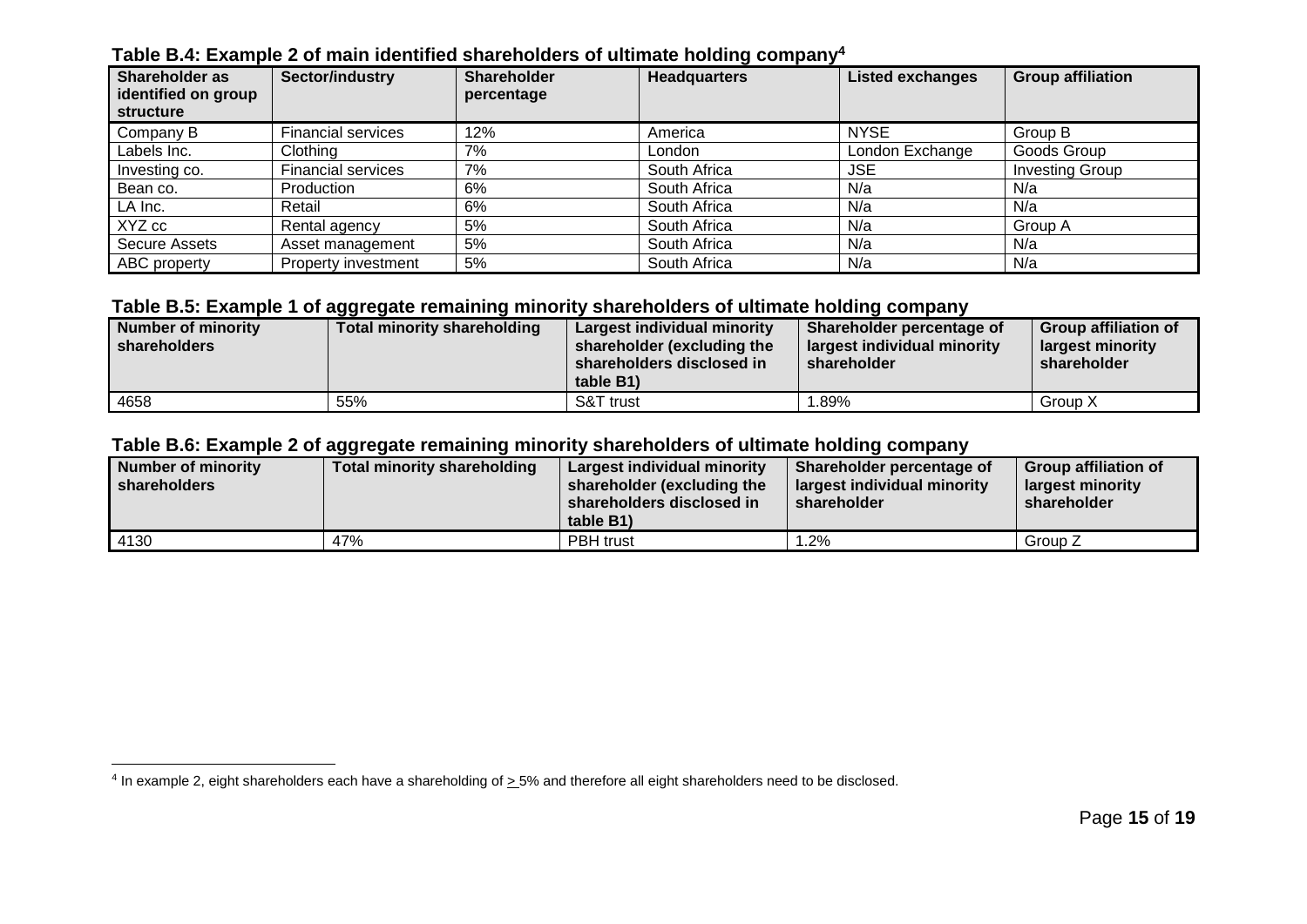**Table B.4: Example 2 of main identified shareholders of ultimate holding company[4]**

| Shareholder as identified on group structure | Sector/industry | Shareholder percentage | Headquarters | Listed exchanges | Group affiliation |
|---|---|---|---|---|---|
| Company B | Financial services | 12% | America | NYSE | Group B |
| Labels Inc. | Clothing | 7% | London | London Exchange | Goods Group |
| Investing co. | Financial services | 7% | South Africa | JSE | Investing Group |
| Bean co. | Production | 6% | South Africa | N/a | N/a |
| LA Inc. | Retail | 6% | South Africa | N/a | N/a |
| XYZ cc | Rental agency | 5% | South Africa | N/a | Group A |
| Secure Assets | Asset management | 5% | South Africa | N/a | N/a |
| ABC property | Property investment | 5% | South Africa | N/a | N/a |

**Table B.5: Example 1 of aggregate remaining minority shareholders of ultimate holding company**

| Number of minority shareholders | Total minority shareholding | Largest individual minority shareholder (excluding the shareholders disclosed in table B1) | Shareholder percentage of largest individual minority shareholder | Group affiliation of largest minority shareholder |
|---|---|---|---|---|
| 4658 | 55% | S&T trust | 1.89% | Group X |

**Table B.6: Example 2 of aggregate remaining minority shareholders of ultimate holding company**

| Number of minority shareholders | Total minority shareholding | Largest individual minority shareholder (excluding the shareholders disclosed in table B1) | Shareholder percentage of largest individual minority shareholder | Group affiliation of largest minority shareholder |
|---|---|---|---|---|
| 4130 | 47% | PBH trust | 1.2% | Group Z |

[4] In example 2, eight shareholders each have a shareholding of ≥ 5% and therefore all eight shareholders need to be disclosed.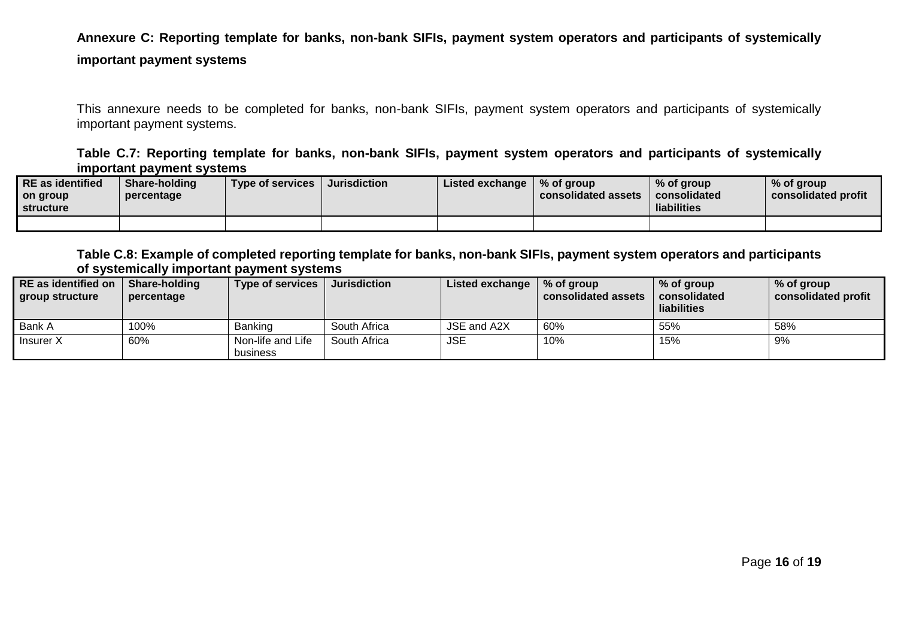**Annexure C: Reporting template for banks, non-bank SIFIs, payment system operators and participants of systemically important payment systems**

This annexure needs to be completed for banks, non-bank SIFIs, payment system operators and participants of systemically important payment systems.

**Table C.7: Reporting template for banks, non-bank SIFIs, payment system operators and participants of systemically important payment systems**

| RE as identified on group structure | Share-holding percentage | Type of services | Jurisdiction | Listed exchange | % of group consolidated assets | % of group consolidated liabilities | % of group consolidated profit |
|---|---|---|---|---|---|---|---|
| | | | | | | | |

**Table C.8: Example of completed reporting template for banks, non-bank SIFIs, payment system operators and participants of systemically important payment systems**

| RE as identified on group structure | Share-holding percentage | Type of services | Jurisdiction | Listed exchange | % of group consolidated assets | % of group consolidated liabilities | % of group consolidated profit |
|---|---|---|---|---|---|---|---|
| Bank A | 100% | Banking | South Africa | JSE and A2X | 60% | 55% | 58% |
| Insurer X | 60% | Non-life and Life business | South Africa | JSE | 10% | 15% | 9% |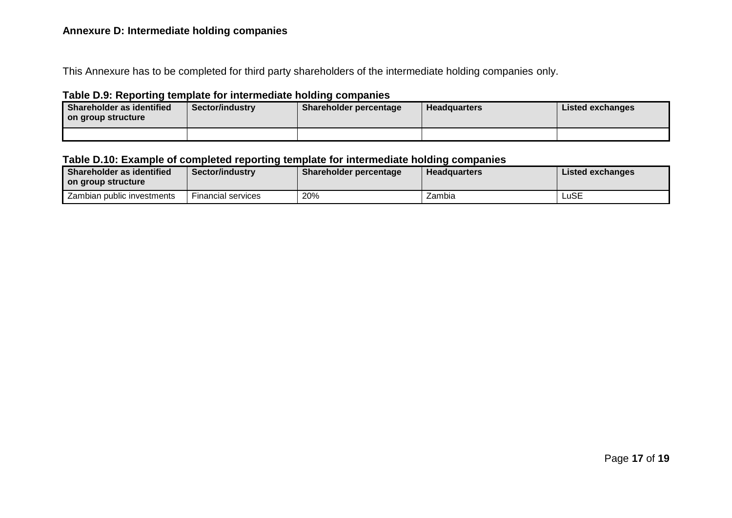## Annexure D: Intermediate holding companies

This Annexure has to be completed for third party shareholders of the intermediate holding companies only.

**Table D.9: Reporting template for intermediate holding companies**

| Shareholder as identified on group structure | Sector/industry | Shareholder percentage | Headquarters | Listed exchanges |
|---|---|---|---|---|
| | | | | |

**Table D.10: Example of completed reporting template for intermediate holding companies**

| Shareholder as identified on group structure | Sector/industry | Shareholder percentage | Headquarters | Listed exchanges |
|---|---|---|---|---|
| Zambian public investments | Financial services | 20% | Zambia | LuSE |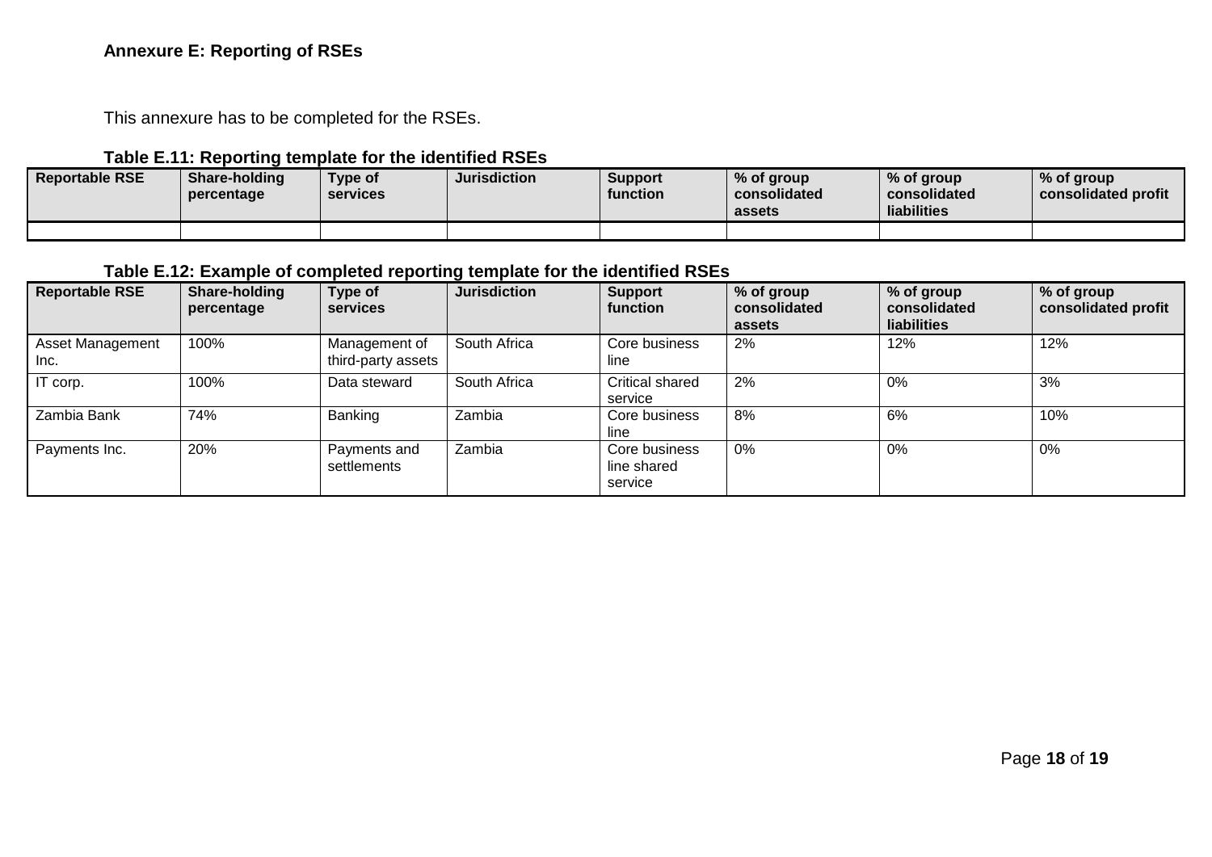**Annexure E: Reporting of RSEs**

This annexure has to be completed for the RSEs.

**Table E.11: Reporting template for the identified RSEs**

| Reportable RSE | Share-holding percentage | Type of services | Jurisdiction | Support function | % of group consolidated assets | % of group consolidated liabilities | % of group consolidated profit |
|---|---|---|---|---|---|---|---|
| | | | | | | | |

**Table E.12: Example of completed reporting template for the identified RSEs**

| Reportable RSE | Share-holding percentage | Type of services | Jurisdiction | Support function | % of group consolidated assets | % of group consolidated liabilities | % of group consolidated profit |
|---|---|---|---|---|---|---|---|
| Asset Management Inc. | 100% | Management of third-party assets | South Africa | Core business line | 2% | 12% | 12% |
| IT corp. | 100% | Data steward | South Africa | Critical shared service | 2% | 0% | 3% |
| Zambia Bank | 74% | Banking | Zambia | Core business line | 8% | 6% | 10% |
| Payments Inc. | 20% | Payments and settlements | Zambia | Core business line shared service | 0% | 0% | 0% |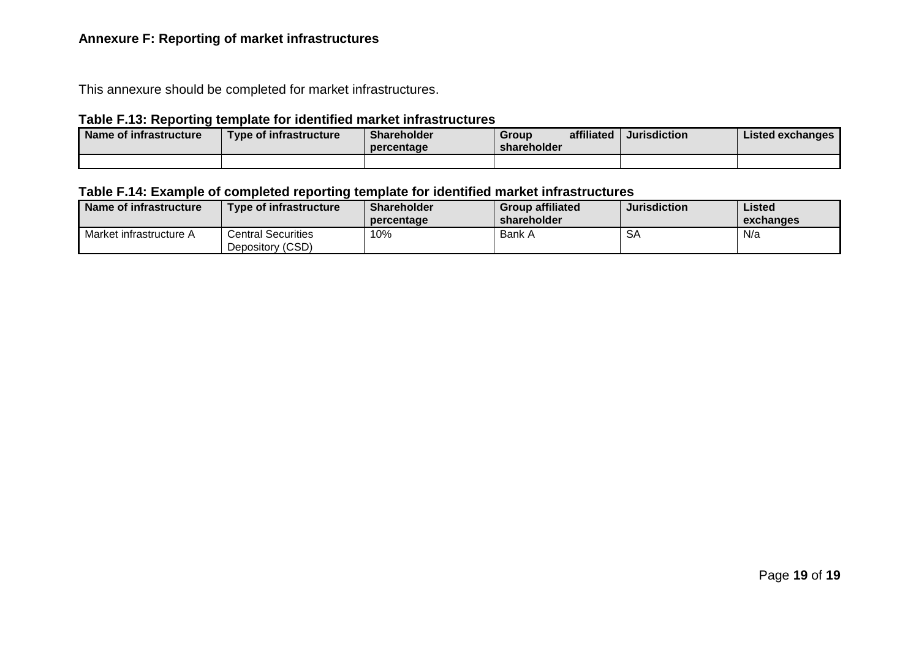**Annexure F: Reporting of market infrastructures**

This annexure should be completed for market infrastructures.

**Table F.13: Reporting template for identified market infrastructures**

| Name of infrastructure | Type of infrastructure | Shareholder percentage | Group affiliated shareholder | Jurisdiction | Listed exchanges |
|---|---|---|---|---|---|
| | | | | | |

**Table F.14: Example of completed reporting template for identified market infrastructures**

| Name of infrastructure | Type of infrastructure | Shareholder percentage | Group affiliated shareholder | Jurisdiction | Listed exchanges |
|---|---|---|---|---|---|
| Market infrastructure A | Central Securities Depository (CSD) | 10% | Bank A | SA | N/a |